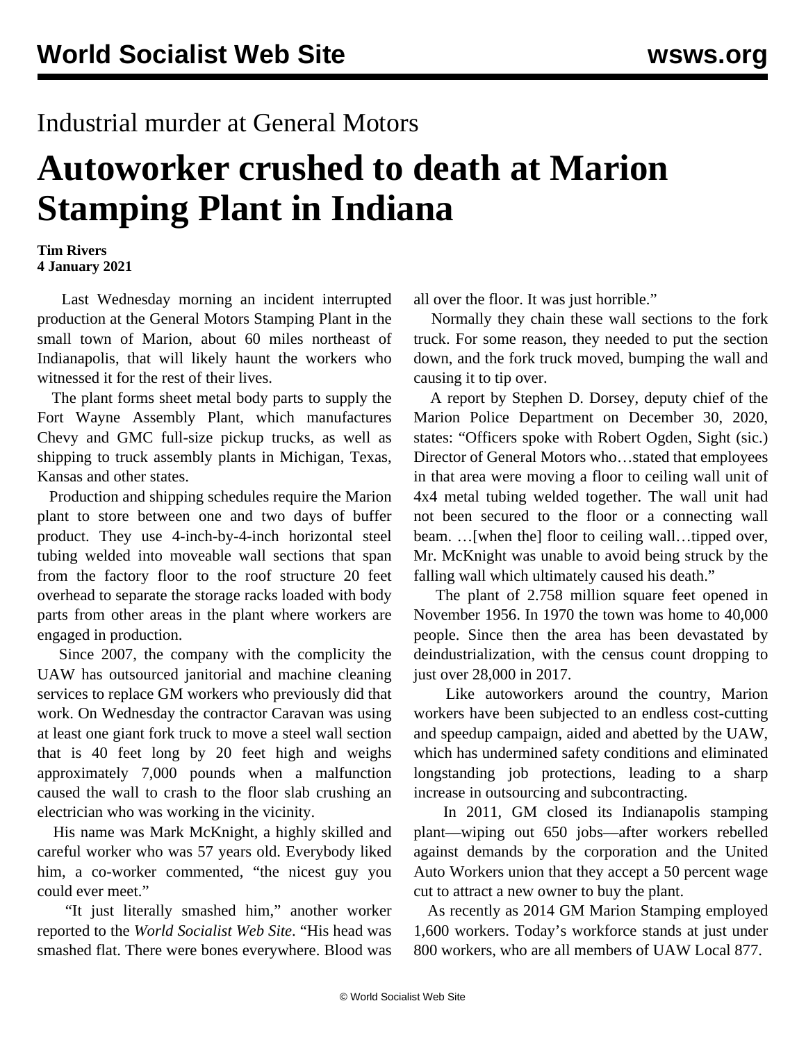Industrial murder at General Motors

# Autoworker crushed to death at Marion Stamping Plant in Indiana

**Tim Rivers**
**4 January 2021**

Last Wednesday morning an incident interrupted production at the General Motors Stamping Plant in the small town of Marion, about 60 miles northeast of Indianapolis, that will likely haunt the workers who witnessed it for the rest of their lives.

The plant forms sheet metal body parts to supply the Fort Wayne Assembly Plant, which manufactures Chevy and GMC full-size pickup trucks, as well as shipping to truck assembly plants in Michigan, Texas, Kansas and other states.

Production and shipping schedules require the Marion plant to store between one and two days of buffer product. They use 4-inch-by-4-inch horizontal steel tubing welded into moveable wall sections that span from the factory floor to the roof structure 20 feet overhead to separate the storage racks loaded with body parts from other areas in the plant where workers are engaged in production.

Since 2007, the company with the complicity the UAW has outsourced janitorial and machine cleaning services to replace GM workers who previously did that work. On Wednesday the contractor Caravan was using at least one giant fork truck to move a steel wall section that is 40 feet long by 20 feet high and weighs approximately 7,000 pounds when a malfunction caused the wall to crash to the floor slab crushing an electrician who was working in the vicinity.

His name was Mark McKnight, a highly skilled and careful worker who was 57 years old. Everybody liked him, a co-worker commented, "the nicest guy you could ever meet."

"It just literally smashed him," another worker reported to the *World Socialist Web Site*. "His head was smashed flat. There were bones everywhere. Blood was all over the floor. It was just horrible."

Normally they chain these wall sections to the fork truck. For some reason, they needed to put the section down, and the fork truck moved, bumping the wall and causing it to tip over.

A report by Stephen D. Dorsey, deputy chief of the Marion Police Department on December 30, 2020, states: "Officers spoke with Robert Ogden, Sight (sic.) Director of General Motors who…stated that employees in that area were moving a floor to ceiling wall unit of 4x4 metal tubing welded together. The wall unit had not been secured to the floor or a connecting wall beam. …[when the] floor to ceiling wall…tipped over, Mr. McKnight was unable to avoid being struck by the falling wall which ultimately caused his death."

The plant of 2.758 million square feet opened in November 1956. In 1970 the town was home to 40,000 people. Since then the area has been devastated by deindustrialization, with the census count dropping to just over 28,000 in 2017.

Like autoworkers around the country, Marion workers have been subjected to an endless cost-cutting and speedup campaign, aided and abetted by the UAW, which has undermined safety conditions and eliminated longstanding job protections, leading to a sharp increase in outsourcing and subcontracting.

In 2011, GM closed its Indianapolis stamping plant—wiping out 650 jobs—after workers rebelled against demands by the corporation and the United Auto Workers union that they accept a 50 percent wage cut to attract a new owner to buy the plant.

As recently as 2014 GM Marion Stamping employed 1,600 workers. Today's workforce stands at just under 800 workers, who are all members of UAW Local 877.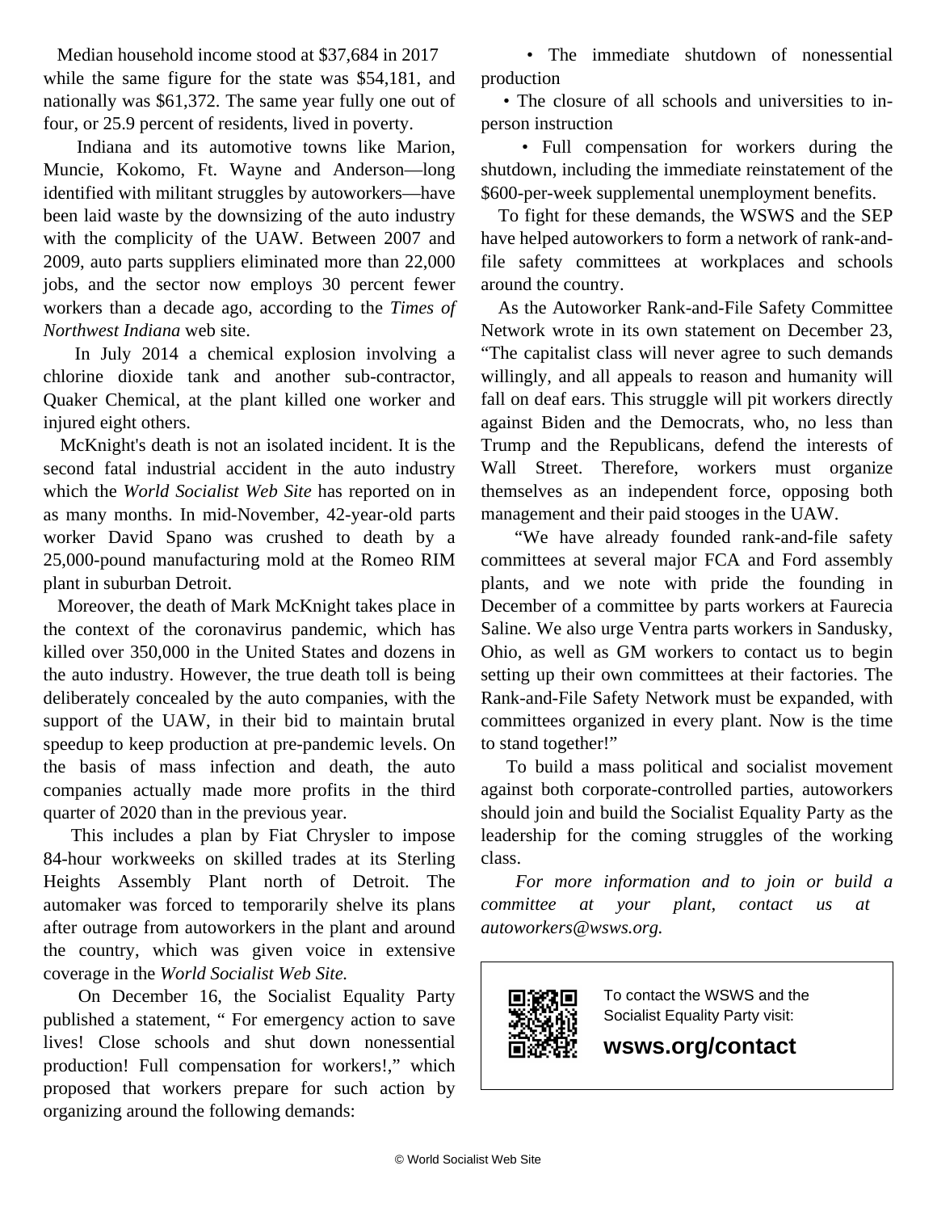Median household income stood at $37,684 in 2017 while the same figure for the state was $54,181, and nationally was $61,372. The same year fully one out of four, or 25.9 percent of residents, lived in poverty.

Indiana and its automotive towns like Marion, Muncie, Kokomo, Ft. Wayne and Anderson—long identified with militant struggles by autoworkers—have been laid waste by the downsizing of the auto industry with the complicity of the UAW. Between 2007 and 2009, auto parts suppliers eliminated more than 22,000 jobs, and the sector now employs 30 percent fewer workers than a decade ago, according to the *Times of Northwest Indiana* web site.

In July 2014 a chemical explosion involving a chlorine dioxide tank and another sub-contractor, Quaker Chemical, at the plant killed one worker and injured eight others.

McKnight's death is not an isolated incident. It is the second fatal industrial accident in the auto industry which the *World Socialist Web Site* has reported on in as many months. In mid-November, 42-year-old parts worker David Spano was crushed to death by a 25,000-pound manufacturing mold at the Romeo RIM plant in suburban Detroit.

Moreover, the death of Mark McKnight takes place in the context of the coronavirus pandemic, which has killed over 350,000 in the United States and dozens in the auto industry. However, the true death toll is being deliberately concealed by the auto companies, with the support of the UAW, in their bid to maintain brutal speedup to keep production at pre-pandemic levels. On the basis of mass infection and death, the auto companies actually made more profits in the third quarter of 2020 than in the previous year.

This includes a plan by Fiat Chrysler to impose 84-hour workweeks on skilled trades at its Sterling Heights Assembly Plant north of Detroit. The automaker was forced to temporarily shelve its plans after outrage from autoworkers in the plant and around the country, which was given voice in extensive coverage in the *World Socialist Web Site.*

On December 16, the Socialist Equality Party published a statement, " For emergency action to save lives! Close schools and shut down nonessential production! Full compensation for workers!," which proposed that workers prepare for such action by organizing around the following demands:

- The immediate shutdown of nonessential production
- The closure of all schools and universities to in-person instruction
- Full compensation for workers during the shutdown, including the immediate reinstatement of the $600-per-week supplemental unemployment benefits.

To fight for these demands, the WSWS and the SEP have helped autoworkers to form a network of rank-and-file safety committees at workplaces and schools around the country.

As the Autoworker Rank-and-File Safety Committee Network wrote in its own statement on December 23, "The capitalist class will never agree to such demands willingly, and all appeals to reason and humanity will fall on deaf ears. This struggle will pit workers directly against Biden and the Democrats, who, no less than Trump and the Republicans, defend the interests of Wall Street. Therefore, workers must organize themselves as an independent force, opposing both management and their paid stooges in the UAW.

"We have already founded rank-and-file safety committees at several major FCA and Ford assembly plants, and we note with pride the founding in December of a committee by parts workers at Faurecia Saline. We also urge Ventra parts workers in Sandusky, Ohio, as well as GM workers to contact us to begin setting up their own committees at their factories. The Rank-and-File Safety Network must be expanded, with committees organized in every plant. Now is the time to stand together!"

To build a mass political and socialist movement against both corporate-controlled parties, autoworkers should join and build the Socialist Equality Party as the leadership for the coming struggles of the working class.

*For more information and to join or build a committee at your plant, contact us at autoworkers@wsws.org.*

To contact the WSWS and the Socialist Equality Party visit:

**wsws.org/contact**